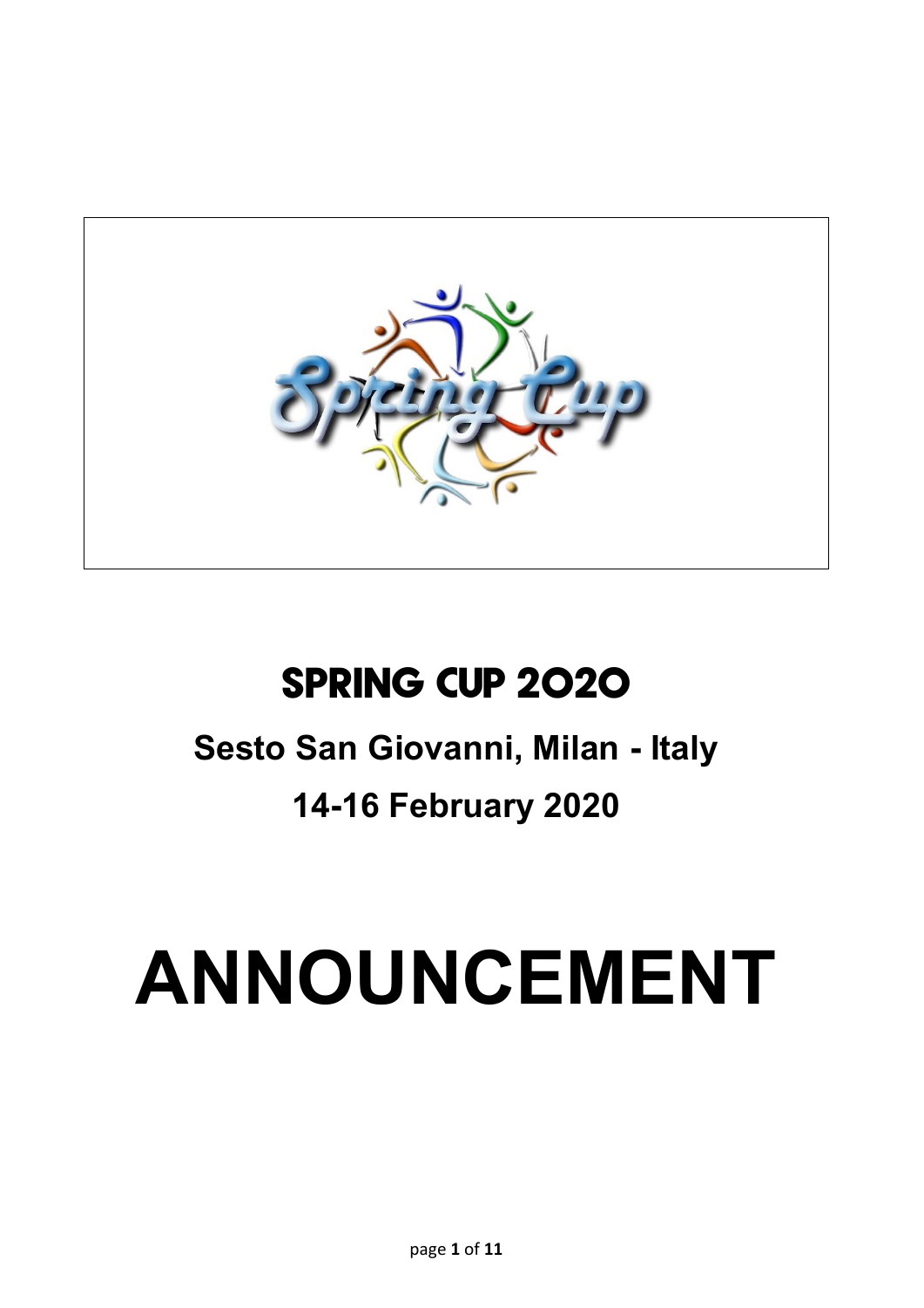# SPRING CUP 2020

## Sesto San Giovanni, Milan - Italy

## 14-16 February 2020

# ANNOUNCEMENT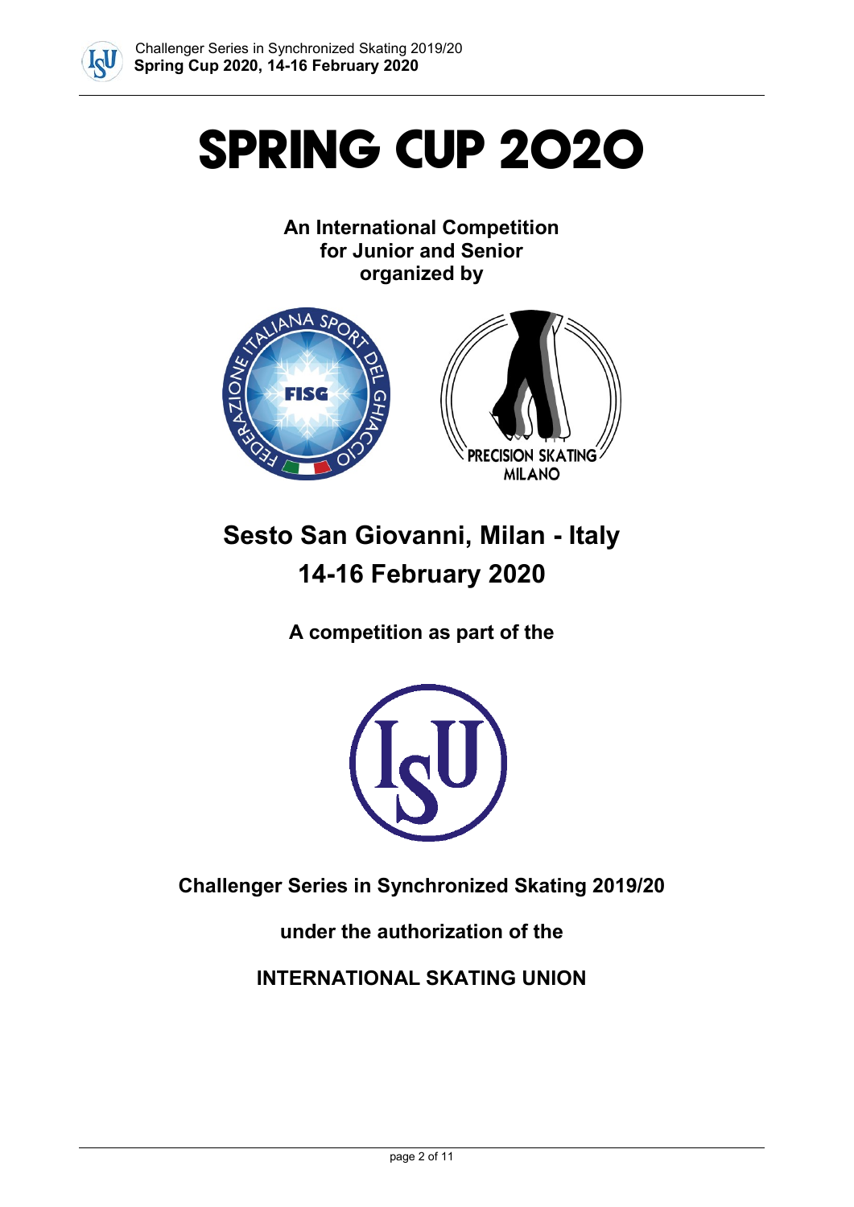# SPRING CUP 2020

**An International Competition for Junior and Senior organized by**

## Sesto San Giovanni, Milan - Italy
## 14-16 February 2020

**A competition as part of the**

**Challenger Series in Synchronized Skating 2019/20**

**under the authorization of the**

**INTERNATIONAL SKATING UNION**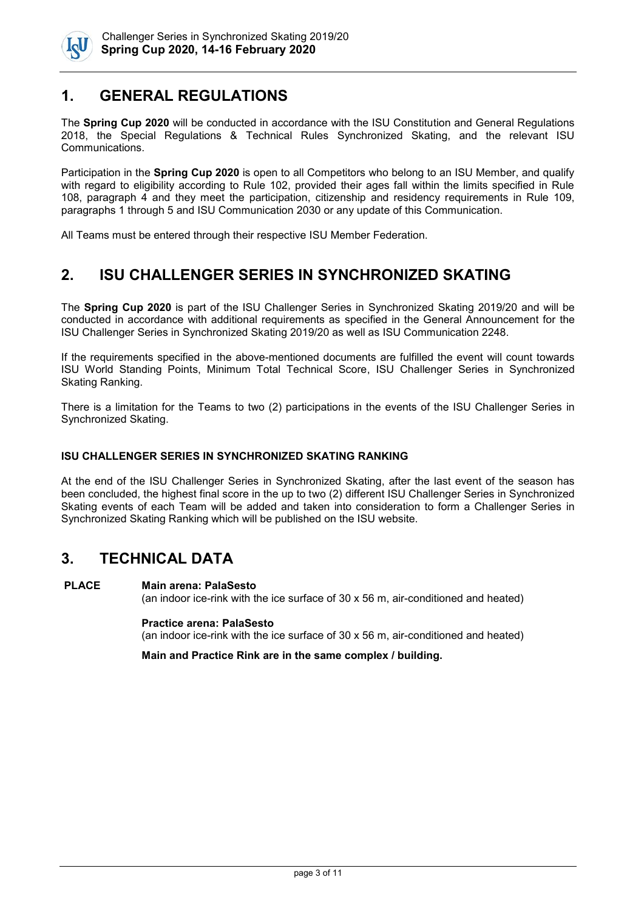## 1. GENERAL REGULATIONS

The **Spring Cup 2020** will be conducted in accordance with the ISU Constitution and General Regulations 2018, the Special Regulations & Technical Rules Synchronized Skating, and the relevant ISU Communications.

Participation in the **Spring Cup 2020** is open to all Competitors who belong to an ISU Member, and qualify with regard to eligibility according to Rule 102, provided their ages fall within the limits specified in Rule 108, paragraph 4 and they meet the participation, citizenship and residency requirements in Rule 109, paragraphs 1 through 5 and ISU Communication 2030 or any update of this Communication.

All Teams must be entered through their respective ISU Member Federation.

## 2. ISU CHALLENGER SERIES IN SYNCHRONIZED SKATING

The **Spring Cup 2020** is part of the ISU Challenger Series in Synchronized Skating 2019/20 and will be conducted in accordance with additional requirements as specified in the General Announcement for the ISU Challenger Series in Synchronized Skating 2019/20 as well as ISU Communication 2248.

If the requirements specified in the above-mentioned documents are fulfilled the event will count towards ISU World Standing Points, Minimum Total Technical Score, ISU Challenger Series in Synchronized Skating Ranking.

There is a limitation for the Teams to two (2) participations in the events of the ISU Challenger Series in Synchronized Skating.

### ISU CHALLENGER SERIES IN SYNCHRONIZED SKATING RANKING

At the end of the ISU Challenger Series in Synchronized Skating, after the last event of the season has been concluded, the highest final score in the up to two (2) different ISU Challenger Series in Synchronized Skating events of each Team will be added and taken into consideration to form a Challenger Series in Synchronized Skating Ranking which will be published on the ISU website.

## 3. TECHNICAL DATA

**PLACE**

**Main arena: PalaSesto**
(an indoor ice-rink with the ice surface of 30 x 56 m, air-conditioned and heated)

**Practice arena: PalaSesto**
(an indoor ice-rink with the ice surface of 30 x 56 m, air-conditioned and heated)

**Main and Practice Rink are in the same complex / building.**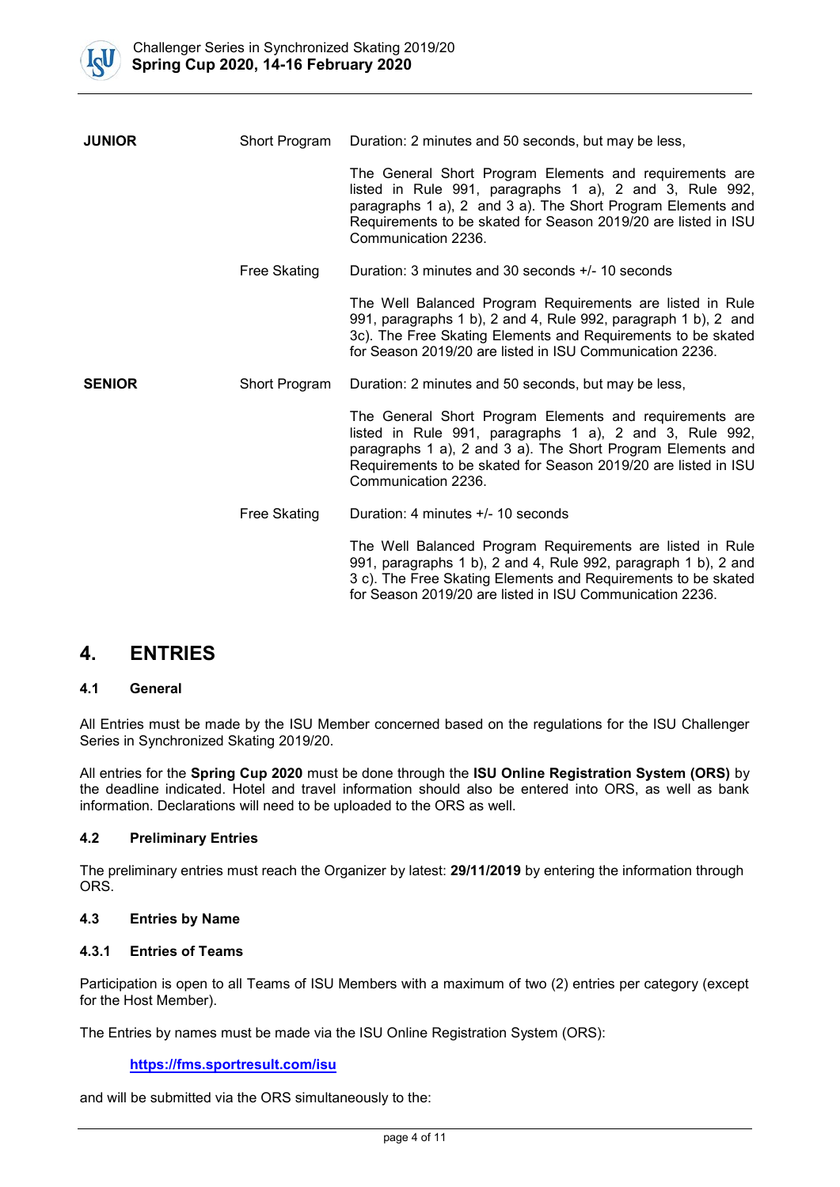| | | |
|---|---|---|
| **JUNIOR** | Short Program | Duration: 2 minutes and 50 seconds, but may be less,<br><br>The General Short Program Elements and requirements are listed in Rule 991, paragraphs 1 a), 2 and 3, Rule 992, paragraphs 1 a), 2 and 3 a). The Short Program Elements and Requirements to be skated for Season 2019/20 are listed in ISU Communication 2236. |
| | Free Skating | Duration: 3 minutes and 30 seconds +/- 10 seconds<br><br>The Well Balanced Program Requirements are listed in Rule 991, paragraphs 1 b), 2 and 4, Rule 992, paragraph 1 b), 2 and 3c). The Free Skating Elements and Requirements to be skated for Season 2019/20 are listed in ISU Communication 2236. |
| **SENIOR** | Short Program | Duration: 2 minutes and 50 seconds, but may be less,<br><br>The General Short Program Elements and requirements are listed in Rule 991, paragraphs 1 a), 2 and 3, Rule 992, paragraphs 1 a), 2 and 3 a). The Short Program Elements and Requirements to be skated for Season 2019/20 are listed in ISU Communication 2236. |
| | Free Skating | Duration: 4 minutes +/- 10 seconds<br><br>The Well Balanced Program Requirements are listed in Rule 991, paragraphs 1 b), 2 and 4, Rule 992, paragraph 1 b), 2 and 3 c). The Free Skating Elements and Requirements to be skated for Season 2019/20 are listed in ISU Communication 2236. |

# 4. ENTRIES

### 4.1 General

All Entries must be made by the ISU Member concerned based on the regulations for the ISU Challenger Series in Synchronized Skating 2019/20.

All entries for the **Spring Cup 2020** must be done through the **ISU Online Registration System (ORS)** by the deadline indicated. Hotel and travel information should also be entered into ORS, as well as bank information. Declarations will need to be uploaded to the ORS as well.

### 4.2 Preliminary Entries

The preliminary entries must reach the Organizer by latest: **29/11/2019** by entering the information through ORS.

### 4.3 Entries by Name

#### 4.3.1 Entries of Teams

Participation is open to all Teams of ISU Members with a maximum of two (2) entries per category (except for the Host Member).

The Entries by names must be made via the ISU Online Registration System (ORS):

**https://fms.sportresult.com/isu**

and will be submitted via the ORS simultaneously to the: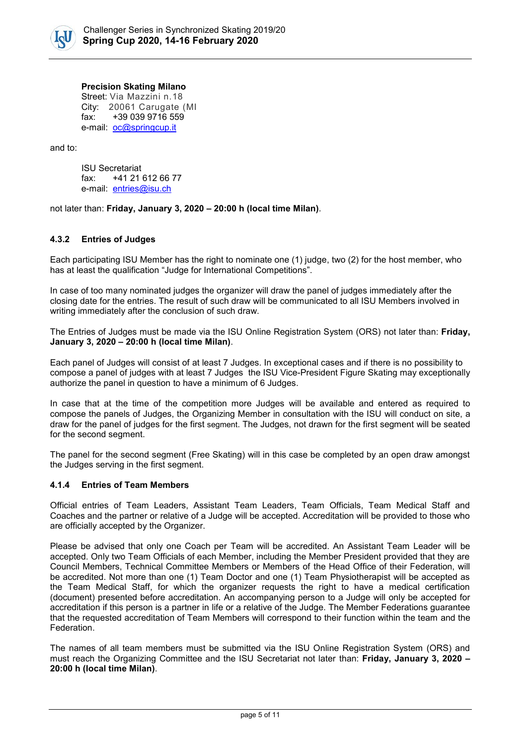**Precision Skating Milano**
Street: Via Mazzini n.18
City: 20061 Carugate (MI
fax: +39 039 9716 559
e-mail: oc@springcup.it

and to:

ISU Secretariat
fax: +41 21 612 66 77
e-mail: entries@isu.ch

not later than: **Friday, January 3, 2020 – 20:00 h (local time Milan)**.

### 4.3.2 Entries of Judges

Each participating ISU Member has the right to nominate one (1) judge, two (2) for the host member, who has at least the qualification "Judge for International Competitions".

In case of too many nominated judges the organizer will draw the panel of judges immediately after the closing date for the entries. The result of such draw will be communicated to all ISU Members involved in writing immediately after the conclusion of such draw.

The Entries of Judges must be made via the ISU Online Registration System (ORS) not later than: **Friday, January 3, 2020 – 20:00 h (local time Milan)**.

Each panel of Judges will consist of at least 7 Judges. In exceptional cases and if there is no possibility to compose a panel of judges with at least 7 Judges the ISU Vice-President Figure Skating may exceptionally authorize the panel in question to have a minimum of 6 Judges.

In case that at the time of the competition more Judges will be available and entered as required to compose the panels of Judges, the Organizing Member in consultation with the ISU will conduct on site, a draw for the panel of judges for the first segment. The Judges, not drawn for the first segment will be seated for the second segment.

The panel for the second segment (Free Skating) will in this case be completed by an open draw amongst the Judges serving in the first segment.

### 4.1.4 Entries of Team Members

Official entries of Team Leaders, Assistant Team Leaders, Team Officials, Team Medical Staff and Coaches and the partner or relative of a Judge will be accepted. Accreditation will be provided to those who are officially accepted by the Organizer.

Please be advised that only one Coach per Team will be accredited. An Assistant Team Leader will be accepted. Only two Team Officials of each Member, including the Member President provided that they are Council Members, Technical Committee Members or Members of the Head Office of their Federation, will be accredited. Not more than one (1) Team Doctor and one (1) Team Physiotherapist will be accepted as the Team Medical Staff, for which the organizer requests the right to have a medical certification (document) presented before accreditation. An accompanying person to a Judge will only be accepted for accreditation if this person is a partner in life or a relative of the Judge. The Member Federations guarantee that the requested accreditation of Team Members will correspond to their function within the team and the Federation.

The names of all team members must be submitted via the ISU Online Registration System (ORS) and must reach the Organizing Committee and the ISU Secretariat not later than: **Friday, January 3, 2020 – 20:00 h (local time Milan)**.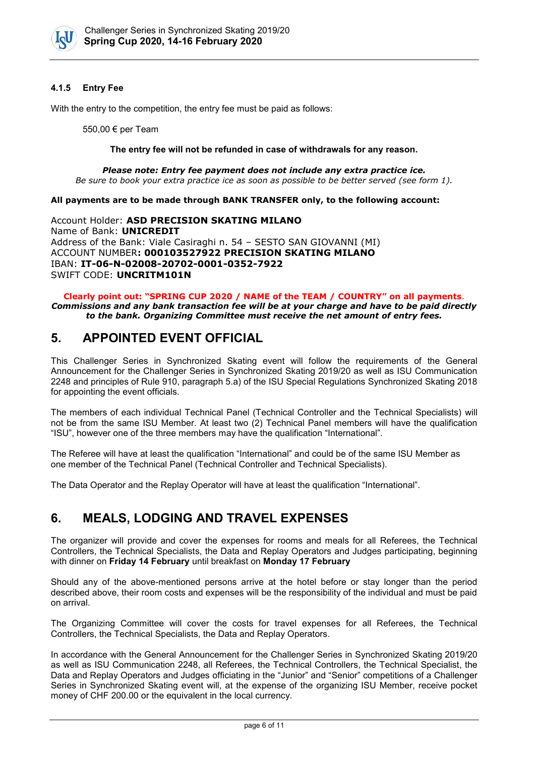### 4.1.5 Entry Fee

With the entry to the competition, the entry fee must be paid as follows:

550,00 € per Team

**The entry fee will not be refunded in case of withdrawals for any reason.**

***Please note: Entry fee payment does not include any extra practice ice.***
*Be sure to book your extra practice ice as soon as possible to be better served (see form 1).*

**All payments are to be made through BANK TRANSFER only, to the following account:**

Account Holder: **ASD PRECISION SKATING MILANO**
Name of Bank: **UNICREDIT**
Address of the Bank: Viale Casiraghi n. 54 – SESTO SAN GIOVANNI (MI)
ACCOUNT NUMBER**: 000103527922 PRECISION SKATING MILANO**
IBAN: **IT-06-N-02008-20702-0001-0352-7922**
SWIFT CODE: **UNCRITM101N**

**Clearly point out: "SPRING CUP 2020 / NAME of the TEAM / COUNTRY" on all payments.**
***Commissions and any bank transaction fee will be at your charge and have to be paid directly to the bank. Organizing Committee must receive the net amount of entry fees.***

# 5. APPOINTED EVENT OFFICIAL

This Challenger Series in Synchronized Skating event will follow the requirements of the General Announcement for the Challenger Series in Synchronized Skating 2019/20 as well as ISU Communication 2248 and principles of Rule 910, paragraph 5.a) of the ISU Special Regulations Synchronized Skating 2018 for appointing the event officials.

The members of each individual Technical Panel (Technical Controller and the Technical Specialists) will not be from the same ISU Member. At least two (2) Technical Panel members will have the qualification "ISU", however one of the three members may have the qualification "International".

The Referee will have at least the qualification "International" and could be of the same ISU Member as one member of the Technical Panel (Technical Controller and Technical Specialists).

The Data Operator and the Replay Operator will have at least the qualification "International".

# 6. MEALS, LODGING AND TRAVEL EXPENSES

The organizer will provide and cover the expenses for rooms and meals for all Referees, the Technical Controllers, the Technical Specialists, the Data and Replay Operators and Judges participating, beginning with dinner on **Friday 14 February** until breakfast on **Monday 17 February**

Should any of the above-mentioned persons arrive at the hotel before or stay longer than the period described above, their room costs and expenses will be the responsibility of the individual and must be paid on arrival.

The Organizing Committee will cover the costs for travel expenses for all Referees, the Technical Controllers, the Technical Specialists, the Data and Replay Operators.

In accordance with the General Announcement for the Challenger Series in Synchronized Skating 2019/20 as well as ISU Communication 2248, all Referees, the Technical Controllers, the Technical Specialist, the Data and Replay Operators and Judges officiating in the "Junior" and "Senior" competitions of a Challenger Series in Synchronized Skating event will, at the expense of the organizing ISU Member, receive pocket money of CHF 200.00 or the equivalent in the local currency.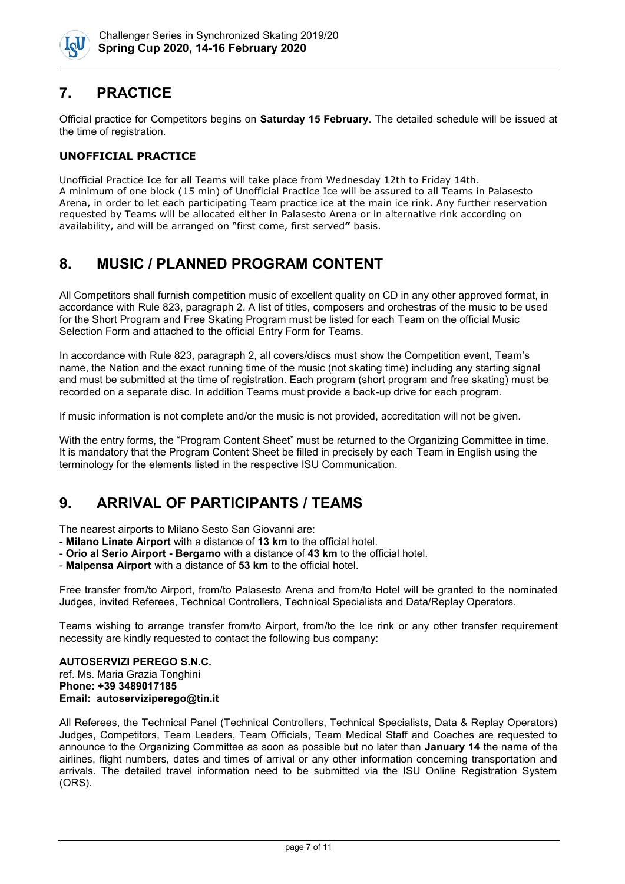## 7. PRACTICE

Official practice for Competitors begins on **Saturday 15 February**. The detailed schedule will be issued at the time of registration.

### UNOFFICIAL PRACTICE

Unofficial Practice Ice for all Teams will take place from Wednesday 12th to Friday 14th.
A minimum of one block (15 min) of Unofficial Practice Ice will be assured to all Teams in Palasesto Arena, in order to let each participating Team practice ice at the main ice rink. Any further reservation requested by Teams will be allocated either in Palasesto Arena or in alternative rink according on availability, and will be arranged on "first come, first served" basis.

## 8. MUSIC / PLANNED PROGRAM CONTENT

All Competitors shall furnish competition music of excellent quality on CD in any other approved format, in accordance with Rule 823, paragraph 2. A list of titles, composers and orchestras of the music to be used for the Short Program and Free Skating Program must be listed for each Team on the official Music Selection Form and attached to the official Entry Form for Teams.

In accordance with Rule 823, paragraph 2, all covers/discs must show the Competition event, Team's name, the Nation and the exact running time of the music (not skating time) including any starting signal and must be submitted at the time of registration. Each program (short program and free skating) must be recorded on a separate disc. In addition Teams must provide a back-up drive for each program.

If music information is not complete and/or the music is not provided, accreditation will not be given.

With the entry forms, the "Program Content Sheet" must be returned to the Organizing Committee in time. It is mandatory that the Program Content Sheet be filled in precisely by each Team in English using the terminology for the elements listed in the respective ISU Communication.

## 9. ARRIVAL OF PARTICIPANTS / TEAMS

The nearest airports to Milano Sesto San Giovanni are:
- **Milano Linate Airport** with a distance of **13 km** to the official hotel.
- **Orio al Serio Airport - Bergamo** with a distance of **43 km** to the official hotel.
- **Malpensa Airport** with a distance of **53 km** to the official hotel.

Free transfer from/to Airport, from/to Palasesto Arena and from/to Hotel will be granted to the nominated Judges, invited Referees, Technical Controllers, Technical Specialists and Data/Replay Operators.

Teams wishing to arrange transfer from/to Airport, from/to the Ice rink or any other transfer requirement necessity are kindly requested to contact the following bus company:

**AUTOSERVIZI PEREGO S.N.C.**
ref. Ms. Maria Grazia Tonghini
**Phone: +39 3489017185**
**Email: autoserviziperego@tin.it**

All Referees, the Technical Panel (Technical Controllers, Technical Specialists, Data & Replay Operators) Judges, Competitors, Team Leaders, Team Officials, Team Medical Staff and Coaches are requested to announce to the Organizing Committee as soon as possible but no later than **January 14** the name of the airlines, flight numbers, dates and times of arrival or any other information concerning transportation and arrivals. The detailed travel information need to be submitted via the ISU Online Registration System (ORS).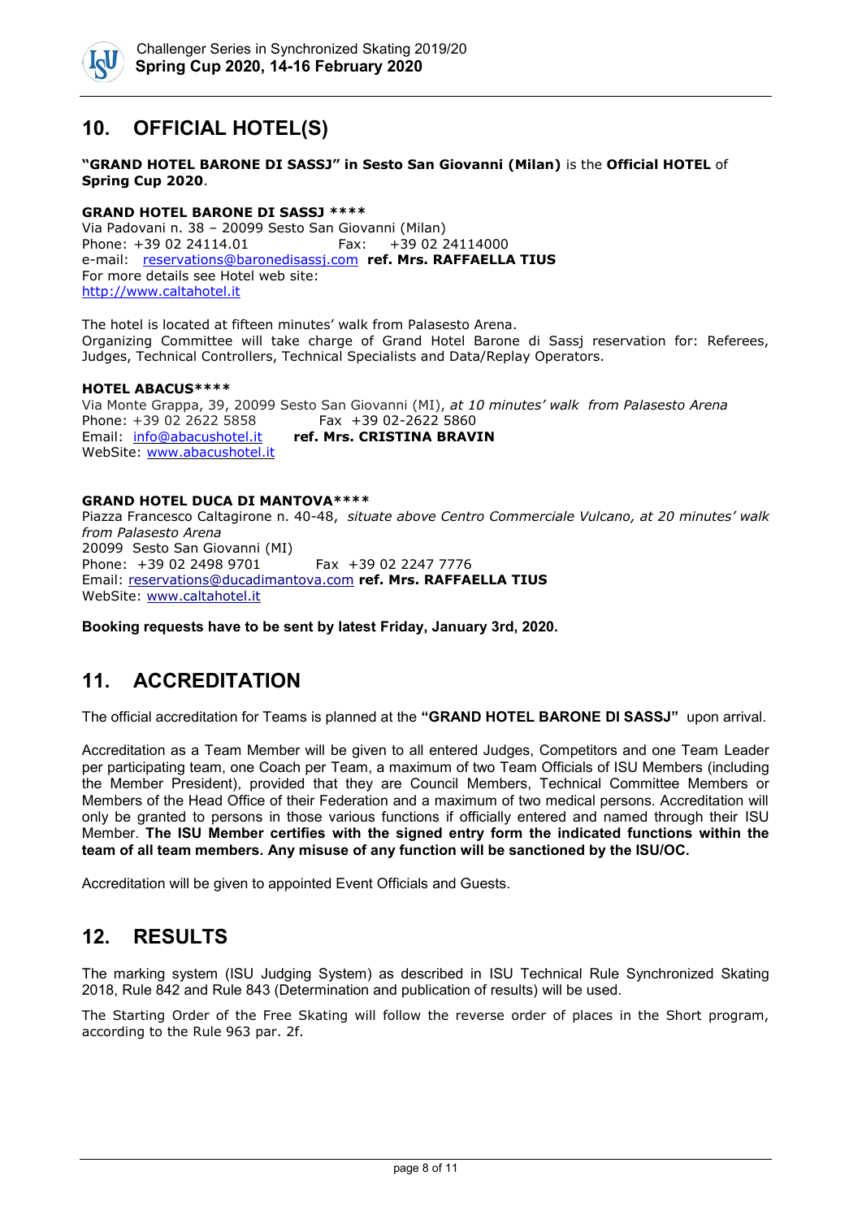## 10. OFFICIAL HOTEL(S)

**"GRAND HOTEL BARONE DI SASSJ" in Sesto San Giovanni (Milan)** is the **Official HOTEL** of **Spring Cup 2020**.

**GRAND HOTEL BARONE DI SASSJ \*\*\*\***
Via Padovani n. 38 – 20099 Sesto San Giovanni (Milan)
Phone: +39 02 24114.01 Fax: +39 02 24114000
e-mail: reservations@baronedisassj.com **ref. Mrs. RAFFAELLA TIUS**
For more details see Hotel web site:
http://www.caltahotel.it

The hotel is located at fifteen minutes' walk from Palasesto Arena.
Organizing Committee will take charge of Grand Hotel Barone di Sassj reservation for: Referees, Judges, Technical Controllers, Technical Specialists and Data/Replay Operators.

**HOTEL ABACUS\*\*\*\***
Via Monte Grappa, 39, 20099 Sesto San Giovanni (MI), *at 10 minutes' walk from Palasesto Arena*
Phone: +39 02 2622 5858 Fax +39 02-2622 5860
Email: info@abacushotel.it **ref. Mrs. CRISTINA BRAVIN**
WebSite: www.abacushotel.it

**GRAND HOTEL DUCA DI MANTOVA\*\*\*\***
Piazza Francesco Caltagirone n. 40-48, *situate above Centro Commerciale Vulcano, at 20 minutes' walk from Palasesto Arena*
20099 Sesto San Giovanni (MI)
Phone: +39 02 2498 9701 Fax +39 02 2247 7776
Email: reservations@ducadimantova.com **ref. Mrs. RAFFAELLA TIUS**
WebSite: www.caltahotel.it

**Booking requests have to be sent by latest Friday, January 3rd, 2020.**

## 11. ACCREDITATION

The official accreditation for Teams is planned at the **"GRAND HOTEL BARONE DI SASSJ"** upon arrival.

Accreditation as a Team Member will be given to all entered Judges, Competitors and one Team Leader per participating team, one Coach per Team, a maximum of two Team Officials of ISU Members (including the Member President), provided that they are Council Members, Technical Committee Members or Members of the Head Office of their Federation and a maximum of two medical persons. Accreditation will only be granted to persons in those various functions if officially entered and named through their ISU Member. **The ISU Member certifies with the signed entry form the indicated functions within the team of all team members. Any misuse of any function will be sanctioned by the ISU/OC.**

Accreditation will be given to appointed Event Officials and Guests.

## 12. RESULTS

The marking system (ISU Judging System) as described in ISU Technical Rule Synchronized Skating 2018, Rule 842 and Rule 843 (Determination and publication of results) will be used.

The Starting Order of the Free Skating will follow the reverse order of places in the Short program, according to the Rule 963 par. 2f.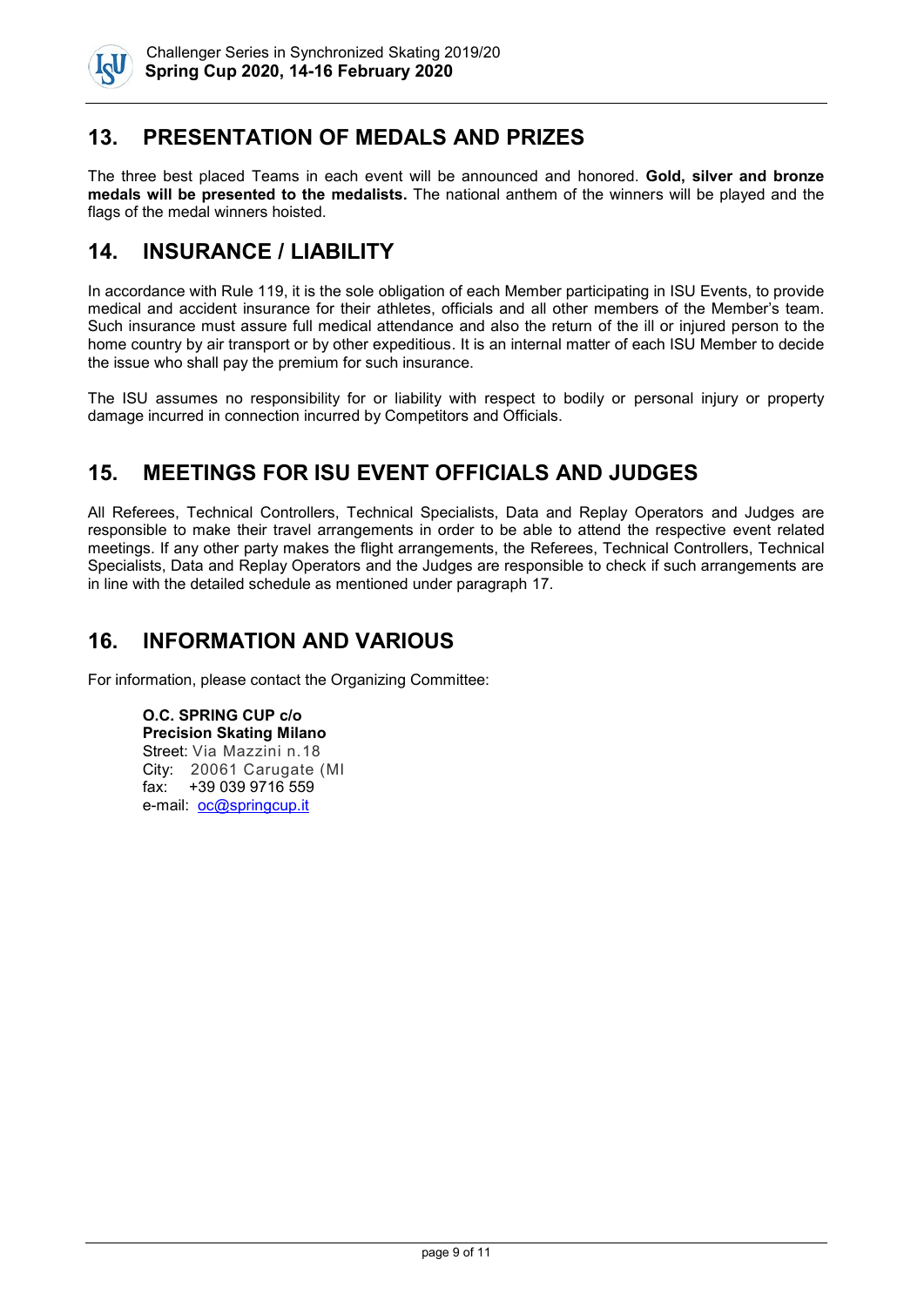## 13. PRESENTATION OF MEDALS AND PRIZES

The three best placed Teams in each event will be announced and honored. **Gold, silver and bronze medals will be presented to the medalists.** The national anthem of the winners will be played and the flags of the medal winners hoisted.

## 14. INSURANCE / LIABILITY

In accordance with Rule 119, it is the sole obligation of each Member participating in ISU Events, to provide medical and accident insurance for their athletes, officials and all other members of the Member's team. Such insurance must assure full medical attendance and also the return of the ill or injured person to the home country by air transport or by other expeditious. It is an internal matter of each ISU Member to decide the issue who shall pay the premium for such insurance.

The ISU assumes no responsibility for or liability with respect to bodily or personal injury or property damage incurred in connection incurred by Competitors and Officials.

## 15. MEETINGS FOR ISU EVENT OFFICIALS AND JUDGES

All Referees, Technical Controllers, Technical Specialists, Data and Replay Operators and Judges are responsible to make their travel arrangements in order to be able to attend the respective event related meetings. If any other party makes the flight arrangements, the Referees, Technical Controllers, Technical Specialists, Data and Replay Operators and the Judges are responsible to check if such arrangements are in line with the detailed schedule as mentioned under paragraph 17.

## 16. INFORMATION AND VARIOUS

For information, please contact the Organizing Committee:

**O.C. SPRING CUP c/o**
**Precision Skating Milano**
Street: Via Mazzini n.18
City: 20061 Carugate (MI
fax: +39 039 9716 559
e-mail: oc@springcup.it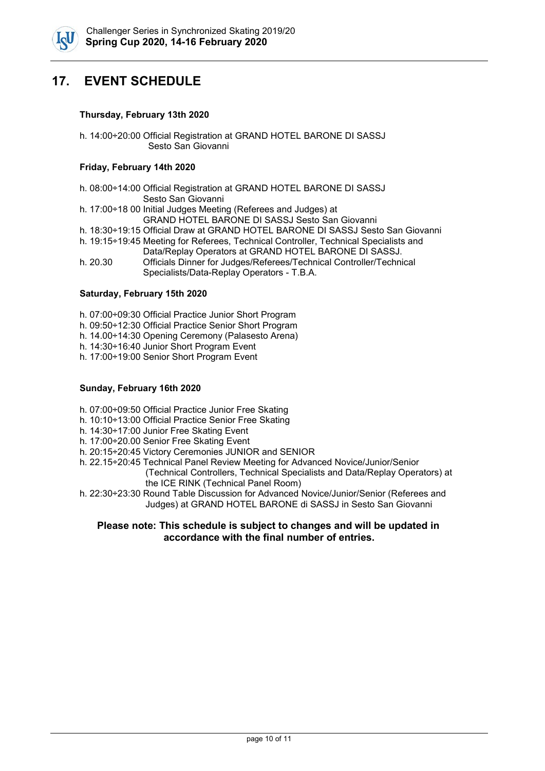## 17. EVENT SCHEDULE

**Thursday, February 13th 2020**

h. 14:00÷20:00 Official Registration at GRAND HOTEL BARONE DI SASSJ Sesto San Giovanni

**Friday, February 14th 2020**

h. 08:00÷14:00 Official Registration at GRAND HOTEL BARONE DI SASSJ Sesto San Giovanni
h. 17:00÷18 00 Initial Judges Meeting (Referees and Judges) at GRAND HOTEL BARONE DI SASSJ Sesto San Giovanni
h. 18:30÷19:15 Official Draw at GRAND HOTEL BARONE DI SASSJ Sesto San Giovanni
h. 19:15÷19:45 Meeting for Referees, Technical Controller, Technical Specialists and Data/Replay Operators at GRAND HOTEL BARONE DI SASSJ.
h. 20.30 Officials Dinner for Judges/Referees/Technical Controller/Technical Specialists/Data-Replay Operators - T.B.A.

**Saturday, February 15th 2020**

h. 07:00÷09:30 Official Practice Junior Short Program
h. 09:50÷12:30 Official Practice Senior Short Program
h. 14.00÷14:30 Opening Ceremony (Palasesto Arena)
h. 14:30÷16:40 Junior Short Program Event
h. 17:00÷19:00 Senior Short Program Event

**Sunday, February 16th 2020**

h. 07:00÷09:50 Official Practice Junior Free Skating
h. 10:10÷13:00 Official Practice Senior Free Skating
h. 14:30÷17:00 Junior Free Skating Event
h. 17:00÷20.00 Senior Free Skating Event
h. 20:15÷20:45 Victory Ceremonies JUNIOR and SENIOR
h. 22.15÷20:45 Technical Panel Review Meeting for Advanced Novice/Junior/Senior (Technical Controllers, Technical Specialists and Data/Replay Operators) at the ICE RINK (Technical Panel Room)
h. 22:30÷23:30 Round Table Discussion for Advanced Novice/Junior/Senior (Referees and Judges) at GRAND HOTEL BARONE di SASSJ in Sesto San Giovanni

**Please note: This schedule is subject to changes and will be updated in accordance with the final number of entries.**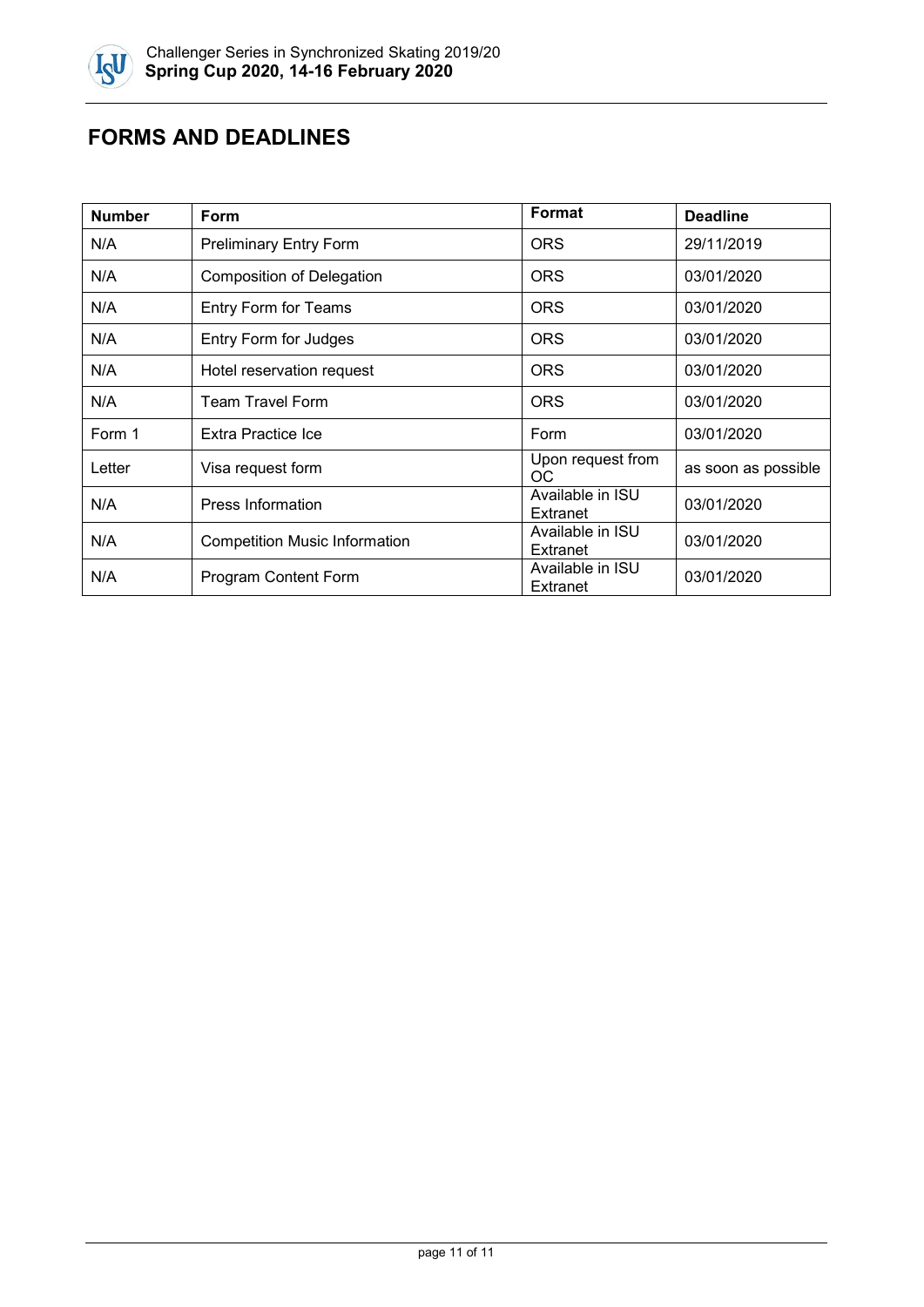# FORMS AND DEADLINES

| Number | Form | Format | Deadline |
|---|---|---|---|
| N/A | Preliminary Entry Form | ORS | 29/11/2019 |
| N/A | Composition of Delegation | ORS | 03/01/2020 |
| N/A | Entry Form for Teams | ORS | 03/01/2020 |
| N/A | Entry Form for Judges | ORS | 03/01/2020 |
| N/A | Hotel reservation request | ORS | 03/01/2020 |
| N/A | Team Travel Form | ORS | 03/01/2020 |
| Form 1 | Extra Practice Ice | Form | 03/01/2020 |
| Letter | Visa request form | Upon request from OC | as soon as possible |
| N/A | Press Information | Available in ISU Extranet | 03/01/2020 |
| N/A | Competition Music Information | Available in ISU Extranet | 03/01/2020 |
| N/A | Program Content Form | Available in ISU Extranet | 03/01/2020 |